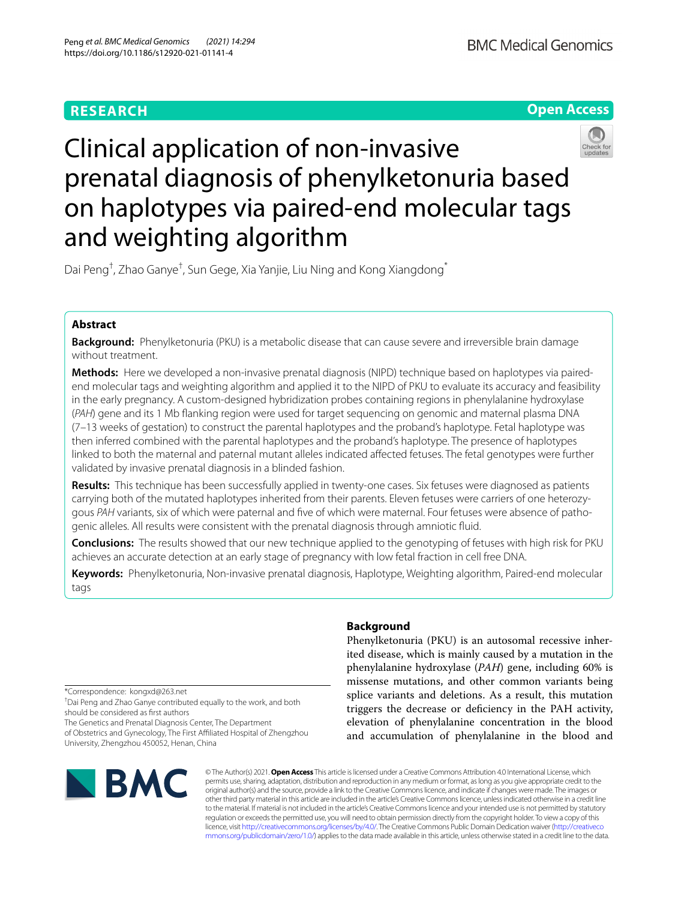RESEARCH

Open Access

# Clinical application of non-invasive prenatal diagnosis of phenylketonuria based on haplotypes via paired-end molecular tags and weighting algorithm

Dai Peng[†], Zhao Ganye[†], Sun Gege, Xia Yanjie, Liu Ning and Kong Xiangdong[*]

## Abstract

**Background:** Phenylketonuria (PKU) is a metabolic disease that can cause severe and irreversible brain damage without treatment.

**Methods:** Here we developed a non-invasive prenatal diagnosis (NIPD) technique based on haplotypes via paired-end molecular tags and weighting algorithm and applied it to the NIPD of PKU to evaluate its accuracy and feasibility in the early pregnancy. A custom-designed hybridization probes containing regions in phenylalanine hydroxylase (*PAH*) gene and its 1 Mb flanking region were used for target sequencing on genomic and maternal plasma DNA (7–13 weeks of gestation) to construct the parental haplotypes and the proband's haplotype. Fetal haplotype was then inferred combined with the parental haplotypes and the proband's haplotype. The presence of haplotypes linked to both the maternal and paternal mutant alleles indicated affected fetuses. The fetal genotypes were further validated by invasive prenatal diagnosis in a blinded fashion.

**Results:** This technique has been successfully applied in twenty-one cases. Six fetuses were diagnosed as patients carrying both of the mutated haplotypes inherited from their parents. Eleven fetuses were carriers of one heterozygous *PAH* variants, six of which were paternal and five of which were maternal. Four fetuses were absence of pathogenic alleles. All results were consistent with the prenatal diagnosis through amniotic fluid.

**Conclusions:** The results showed that our new technique applied to the genotyping of fetuses with high risk for PKU achieves an accurate detection at an early stage of pregnancy with low fetal fraction in cell free DNA.

**Keywords:** Phenylketonuria, Non-invasive prenatal diagnosis, Haplotype, Weighting algorithm, Paired-end molecular tags

## Background

Phenylketonuria (PKU) is an autosomal recessive inherited disease, which is mainly caused by a mutation in the phenylalanine hydroxylase (*PAH*) gene, including 60% is missense mutations, and other common variants being splice variants and deletions. As a result, this mutation triggers the decrease or deficiency in the PAH activity, elevation of phenylalanine concentration in the blood and accumulation of phenylalanine in the blood and

*Correspondence: kongxd@263.net

[†]Dai Peng and Zhao Ganye contributed equally to the work, and both should be considered as first authors

The Genetics and Prenatal Diagnosis Center, The Department of Obstetrics and Gynecology, The First Affiliated Hospital of Zhengzhou University, Zhengzhou 450052, Henan, China

© The Author(s) 2021. **Open Access** This article is licensed under a Creative Commons Attribution 4.0 International License, which permits use, sharing, adaptation, distribution and reproduction in any medium or format, as long as you give appropriate credit to the original author(s) and the source, provide a link to the Creative Commons licence, and indicate if changes were made. The images or other third party material in this article are included in the article's Creative Commons licence, unless indicated otherwise in a credit line to the material. If material is not included in the article's Creative Commons licence and your intended use is not permitted by statutory regulation or exceeds the permitted use, you will need to obtain permission directly from the copyright holder. To view a copy of this licence, visit http://creativecommons.org/licenses/by/4.0/. The Creative Commons Public Domain Dedication waiver (http://creativecommons.org/publicdomain/zero/1.0/) applies to the data made available in this article, unless otherwise stated in a credit line to the data.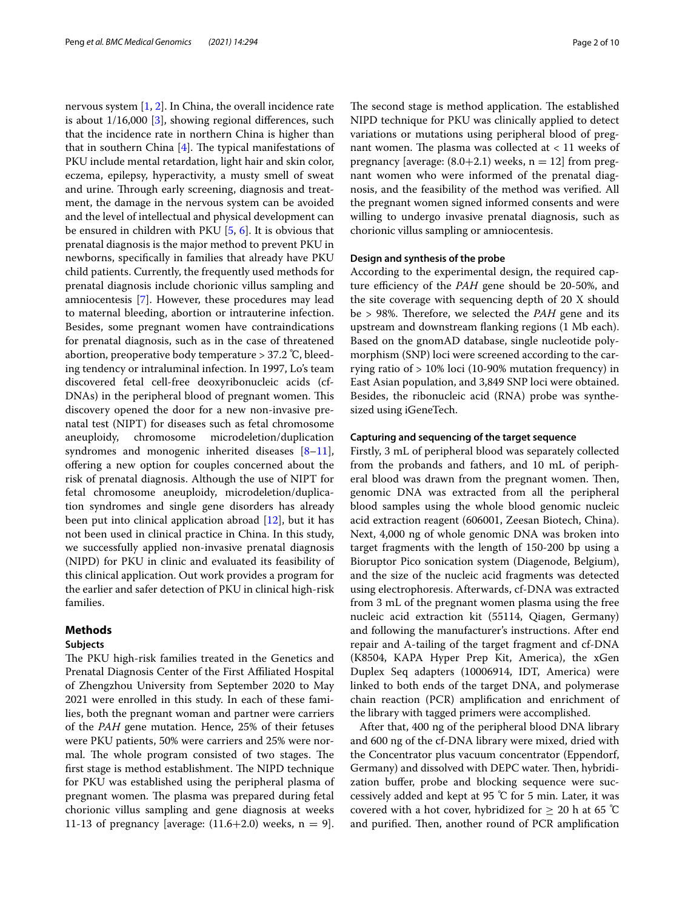nervous system [1, 2]. In China, the overall incidence rate is about 1/16,000 [3], showing regional differences, such that the incidence rate in northern China is higher than that in southern China [4]. The typical manifestations of PKU include mental retardation, light hair and skin color, eczema, epilepsy, hyperactivity, a musty smell of sweat and urine. Through early screening, diagnosis and treatment, the damage in the nervous system can be avoided and the level of intellectual and physical development can be ensured in children with PKU [5, 6]. It is obvious that prenatal diagnosis is the major method to prevent PKU in newborns, specifically in families that already have PKU child patients. Currently, the frequently used methods for prenatal diagnosis include chorionic villus sampling and amniocentesis [7]. However, these procedures may lead to maternal bleeding, abortion or intrauterine infection. Besides, some pregnant women have contraindications for prenatal diagnosis, such as in the case of threatened abortion, preoperative body temperature > 37.2 ℃, bleeding tendency or intraluminal infection. In 1997, Lo's team discovered fetal cell-free deoxyribonucleic acids (cf-DNAs) in the peripheral blood of pregnant women. This discovery opened the door for a new non-invasive prenatal test (NIPT) for diseases such as fetal chromosome aneuploidy, chromosome microdeletion/duplication syndromes and monogenic inherited diseases [8–11], offering a new option for couples concerned about the risk of prenatal diagnosis. Although the use of NIPT for fetal chromosome aneuploidy, microdeletion/duplication syndromes and single gene disorders has already been put into clinical application abroad [12], but it has not been used in clinical practice in China. In this study, we successfully applied non-invasive prenatal diagnosis (NIPD) for PKU in clinic and evaluated its feasibility of this clinical application. Out work provides a program for the earlier and safer detection of PKU in clinical high-risk families.

## Methods

### Subjects

The PKU high-risk families treated in the Genetics and Prenatal Diagnosis Center of the First Affiliated Hospital of Zhengzhou University from September 2020 to May 2021 were enrolled in this study. In each of these families, both the pregnant woman and partner were carriers of the *PAH* gene mutation. Hence, 25% of their fetuses were PKU patients, 50% were carriers and 25% were normal. The whole program consisted of two stages. The first stage is method establishment. The NIPD technique for PKU was established using the peripheral plasma of pregnant women. The plasma was prepared during fetal chorionic villus sampling and gene diagnosis at weeks 11-13 of pregnancy [average: (11.6+2.0) weeks, n = 9]. The second stage is method application. The established NIPD technique for PKU was clinically applied to detect variations or mutations using peripheral blood of pregnant women. The plasma was collected at < 11 weeks of pregnancy [average: (8.0+2.1) weeks, n = 12] from pregnant women who were informed of the prenatal diagnosis, and the feasibility of the method was verified. All the pregnant women signed informed consents and were willing to undergo invasive prenatal diagnosis, such as chorionic villus sampling or amniocentesis.

### Design and synthesis of the probe

According to the experimental design, the required capture efficiency of the *PAH* gene should be 20-50%, and the site coverage with sequencing depth of 20 X should be > 98%. Therefore, we selected the *PAH* gene and its upstream and downstream flanking regions (1 Mb each). Based on the gnomAD database, single nucleotide polymorphism (SNP) loci were screened according to the carrying ratio of > 10% loci (10-90% mutation frequency) in East Asian population, and 3,849 SNP loci were obtained. Besides, the ribonucleic acid (RNA) probe was synthesized using iGeneTech.

### Capturing and sequencing of the target sequence

Firstly, 3 mL of peripheral blood was separately collected from the probands and fathers, and 10 mL of peripheral blood was drawn from the pregnant women. Then, genomic DNA was extracted from all the peripheral blood samples using the whole blood genomic nucleic acid extraction reagent (606001, Zeesan Biotech, China). Next, 4,000 ng of whole genomic DNA was broken into target fragments with the length of 150-200 bp using a Bioruptor Pico sonication system (Diagenode, Belgium), and the size of the nucleic acid fragments was detected using electrophoresis. Afterwards, cf-DNA was extracted from 3 mL of the pregnant women plasma using the free nucleic acid extraction kit (55114, Qiagen, Germany) and following the manufacturer's instructions. After end repair and A-tailing of the target fragment and cf-DNA (K8504, KAPA Hyper Prep Kit, America), the xGen Duplex Seq adapters (10006914, IDT, America) were linked to both ends of the target DNA, and polymerase chain reaction (PCR) amplification and enrichment of the library with tagged primers were accomplished.

After that, 400 ng of the peripheral blood DNA library and 600 ng of the cf-DNA library were mixed, dried with the Concentrator plus vacuum concentrator (Eppendorf, Germany) and dissolved with DEPC water. Then, hybridization buffer, probe and blocking sequence were successively added and kept at 95 ℃ for 5 min. Later, it was covered with a hot cover, hybridized for ≥ 20 h at 65 ℃ and purified. Then, another round of PCR amplification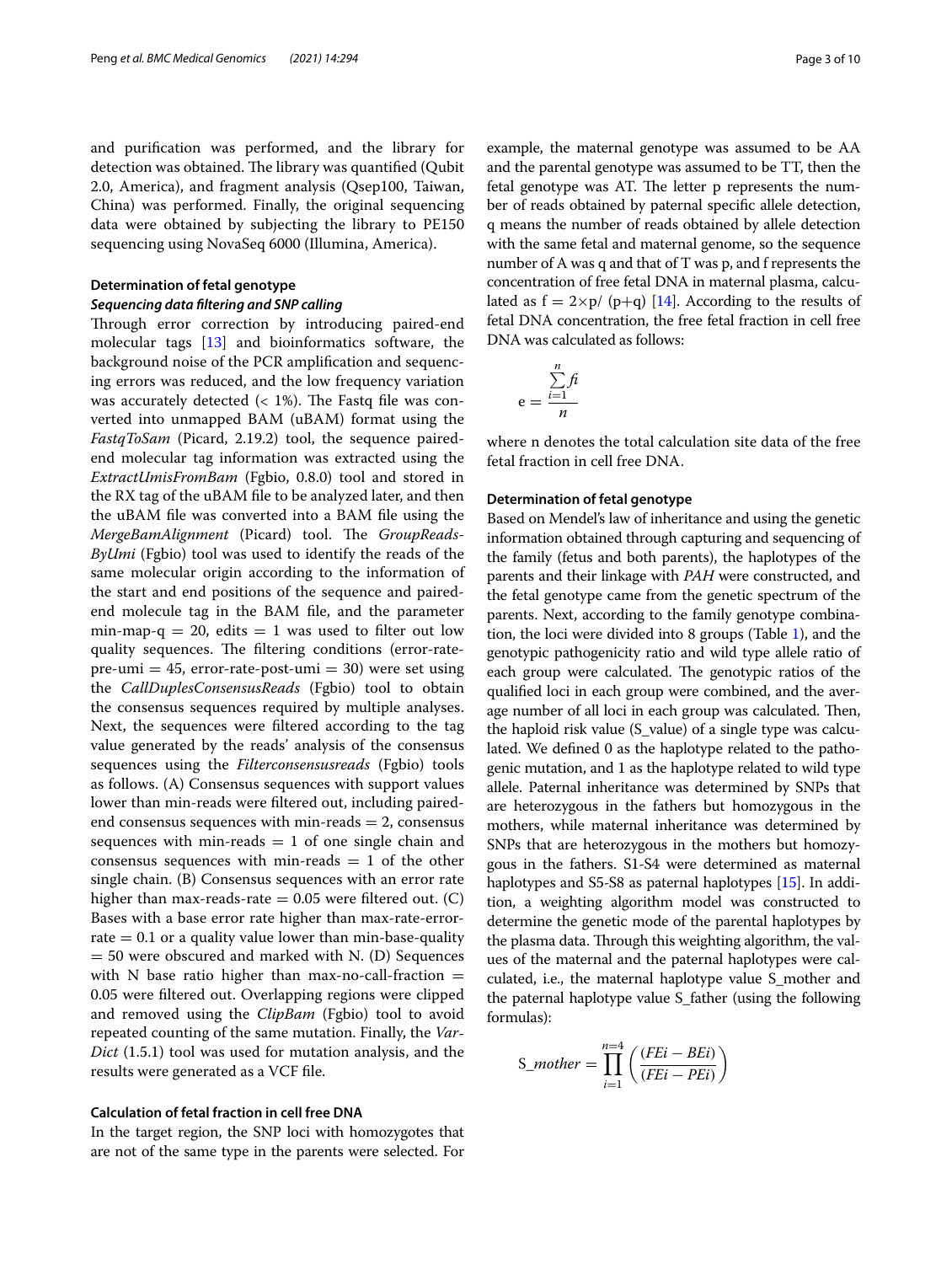and purification was performed, and the library for detection was obtained. The library was quantified (Qubit 2.0, America), and fragment analysis (Qsep100, Taiwan, China) was performed. Finally, the original sequencing data were obtained by subjecting the library to PE150 sequencing using NovaSeq 6000 (Illumina, America).

### Determination of fetal genotype

#### *Sequencing data filtering and SNP calling*

Through error correction by introducing paired-end molecular tags [13] and bioinformatics software, the background noise of the PCR amplification and sequencing errors was reduced, and the low frequency variation was accurately detected (< 1%). The Fastq file was converted into unmapped BAM (uBAM) format using the *FastqToSam* (Picard, 2.19.2) tool, the sequence paired-end molecular tag information was extracted using the *ExtractUmisFromBam* (Fgbio, 0.8.0) tool and stored in the RX tag of the uBAM file to be analyzed later, and then the uBAM file was converted into a BAM file using the *MergeBamAlignment* (Picard) tool. The *GroupReadsByUmi* (Fgbio) tool was used to identify the reads of the same molecular origin according to the information of the start and end positions of the sequence and paired-end molecule tag in the BAM file, and the parameter min-map-q = 20, edits = 1 was used to filter out low quality sequences. The filtering conditions (error-rate-pre-umi = 45, error-rate-post-umi = 30) were set using the *CallDuplesConsensusReads* (Fgbio) tool to obtain the consensus sequences required by multiple analyses. Next, the sequences were filtered according to the tag value generated by the reads' analysis of the consensus sequences using the *Filterconsensusreads* (Fgbio) tools as follows. (A) Consensus sequences with support values lower than min-reads were filtered out, including paired-end consensus sequences with min-reads = 2, consensus sequences with min-reads = 1 of one single chain and consensus sequences with min-reads = 1 of the other single chain. (B) Consensus sequences with an error rate higher than max-reads-rate = 0.05 were filtered out. (C) Bases with a base error rate higher than max-rate-error-rate = 0.1 or a quality value lower than min-base-quality = 50 were obscured and marked with N. (D) Sequences with N base ratio higher than max-no-call-fraction = 0.05 were filtered out. Overlapping regions were clipped and removed using the *ClipBam* (Fgbio) tool to avoid repeated counting of the same mutation. Finally, the *VarDict* (1.5.1) tool was used for mutation analysis, and the results were generated as a VCF file.

### Calculation of fetal fraction in cell free DNA

In the target region, the SNP loci with homozygotes that are not of the same type in the parents were selected. For example, the maternal genotype was assumed to be AA and the parental genotype was assumed to be TT, then the fetal genotype was AT. The letter p represents the number of reads obtained by paternal specific allele detection, q means the number of reads obtained by allele detection with the same fetal and maternal genome, so the sequence number of A was q and that of T was p, and f represents the concentration of free fetal DNA in maternal plasma, calculated as $f = 2 \times p/(p+q)$ [14]. According to the results of fetal DNA concentration, the free fetal fraction in cell free DNA was calculated as follows:

$$e = \frac{\sum_{i=1}^{n} fi}{n}$$

where n denotes the total calculation site data of the free fetal fraction in cell free DNA.

### Determination of fetal genotype

Based on Mendel's law of inheritance and using the genetic information obtained through capturing and sequencing of the family (fetus and both parents), the haplotypes of the parents and their linkage with *PAH* were constructed, and the fetal genotype came from the genetic spectrum of the parents. Next, according to the family genotype combination, the loci were divided into 8 groups (Table 1), and the genotypic pathogenicity ratio and wild type allele ratio of each group were calculated. The genotypic ratios of the qualified loci in each group were combined, and the average number of all loci in each group was calculated. Then, the haploid risk value (S_value) of a single type was calculated. We defined 0 as the haplotype related to the pathogenic mutation, and 1 as the haplotype related to wild type allele. Paternal inheritance was determined by SNPs that are heterozygous in the fathers but homozygous in the mothers, while maternal inheritance was determined by SNPs that are heterozygous in the mothers but homozygous in the fathers. S1-S4 were determined as maternal haplotypes and S5-S8 as paternal haplotypes [15]. In addition, a weighting algorithm model was constructed to determine the genetic mode of the parental haplotypes by the plasma data. Through this weighting algorithm, the values of the maternal and the paternal haplotypes were calculated, i.e., the maternal haplotype value S_mother and the paternal haplotype value S_father (using the following formulas):

$$S\_mother = \prod_{i=1}^{n=4} \left( \frac{(FEi - BEi)}{(FEi - PEi)} \right)$$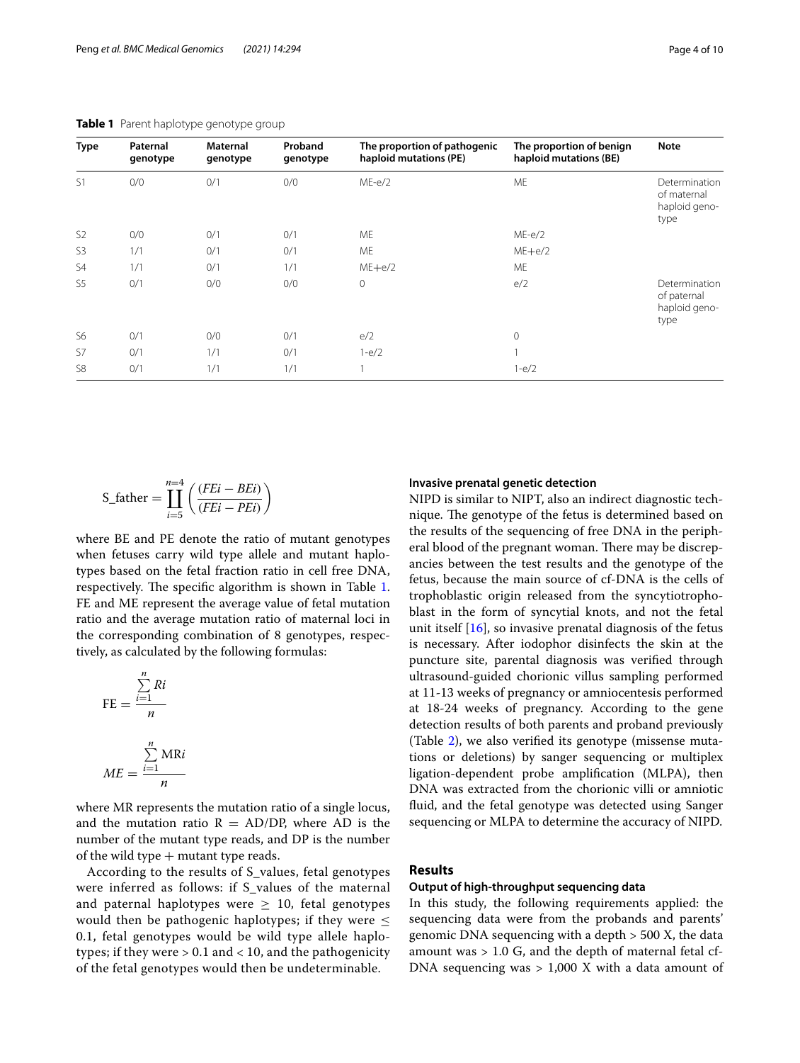**Table 1** Parent haplotype genotype group

| Type | Paternal genotype | Maternal genotype | Proband genotype | The proportion of pathogenic haploid mutations (PE) | The proportion of benign haploid mutations (BE) | Note |
|---|---|---|---|---|---|---|
| S1 | 0/0 | 0/1 | 0/0 | ME-e/2 | ME | Determination of maternal haploid genotype |
| S2 | 0/0 | 0/1 | 0/1 | ME | ME-e/2 | |
| S3 | 1/1 | 0/1 | 0/1 | ME | ME+e/2 | |
| S4 | 1/1 | 0/1 | 1/1 | ME+e/2 | ME | |
| S5 | 0/1 | 0/0 | 0/0 | 0 | e/2 | Determination of paternal haploid genotype |
| S6 | 0/1 | 0/0 | 0/1 | e/2 | 0 | |
| S7 | 0/1 | 1/1 | 0/1 | 1-e/2 | 1 | |
| S8 | 0/1 | 1/1 | 1/1 | 1 | 1-e/2 | |

$$\text{S\_father} = \prod_{i=5}^{n=4} \left( \frac{(FEi - BEi)}{(FEi - PEi)} \right)$$

where BE and PE denote the ratio of mutant genotypes when fetuses carry wild type allele and mutant haplotypes based on the fetal fraction ratio in cell free DNA, respectively. The specific algorithm is shown in Table 1. FE and ME represent the average value of fetal mutation ratio and the average mutation ratio of maternal loci in the corresponding combination of 8 genotypes, respectively, as calculated by the following formulas:

$$\text{FE} = \frac{\sum_{i=1}^{n} Ri}{n}$$

$$ME = \frac{\sum_{i=1}^{n} \text{MR}i}{n}$$

where MR represents the mutation ratio of a single locus, and the mutation ratio R = AD/DP, where AD is the number of the mutant type reads, and DP is the number of the wild type + mutant type reads.

According to the results of S_values, fetal genotypes were inferred as follows: if S_values of the maternal and paternal haplotypes were $\geq$ 10, fetal genotypes would then be pathogenic haplotypes; if they were $\leq$ 0.1, fetal genotypes would be wild type allele haplotypes; if they were > 0.1 and < 10, and the pathogenicity of the fetal genotypes would then be undeterminable.

### Invasive prenatal genetic detection

NIPD is similar to NIPT, also an indirect diagnostic technique. The genotype of the fetus is determined based on the results of the sequencing of free DNA in the peripheral blood of the pregnant woman. There may be discrepancies between the test results and the genotype of the fetus, because the main source of cf-DNA is the cells of trophoblastic origin released from the syncytiotrophoblast in the form of syncytial knots, and not the fetal unit itself [16], so invasive prenatal diagnosis of the fetus is necessary. After iodophor disinfects the skin at the puncture site, parental diagnosis was verified through ultrasound-guided chorionic villus sampling performed at 11-13 weeks of pregnancy or amniocentesis performed at 18-24 weeks of pregnancy. According to the gene detection results of both parents and proband previously (Table 2), we also verified its genotype (missense mutations or deletions) by sanger sequencing or multiplex ligation-dependent probe amplification (MLPA), then DNA was extracted from the chorionic villi or amniotic fluid, and the fetal genotype was detected using Sanger sequencing or MLPA to determine the accuracy of NIPD.

## Results

### Output of high-throughput sequencing data

In this study, the following requirements applied: the sequencing data were from the probands and parents' genomic DNA sequencing with a depth > 500 X, the data amount was > 1.0 G, and the depth of maternal fetal cf-DNA sequencing was > 1,000 X with a data amount of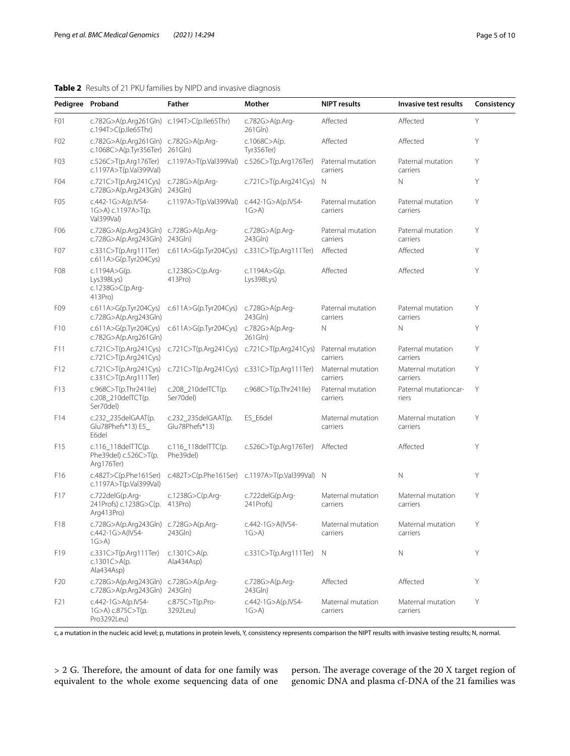**Table 2** Results of 21 PKU families by NIPD and invasive diagnosis

| Pedigree | Proband | Father | Mother | NIPT results | Invasive test results | Consistency |
|---|---|---|---|---|---|---|
| F01 | c.782G>A(p.Arg261Gln) c.194T>C(p.Ile65Thr) | c.194T>C(p.Ile65Thr) | c.782G>A(p.Arg-261Gln) | Affected | Affected | Y |
| F02 | c.782G>A(p.Arg261Gln) c.1068C>A(p.Tyr356Ter) | c.782G>A(p.Arg-261Gln) | c.1068C>A(p.Tyr356Ter) | Affected | Affected | Y |
| F03 | c.526C>T(p.Arg176Ter) c.1197A>T(p.Val399Val) | c.1197A>T(p.Val399Val) | c.526C>T(p.Arg176Ter) | Paternal mutation carriers | Paternal mutation carriers | Y |
| F04 | c.721C>T(p.Arg241Cys) c.728G>A(p.Arg243Gln) | c.728G>A(p.Arg-243Gln) | c.721C>T(p.Arg241Cys) | N | N | Y |
| F05 | c.442-1G>A(p.IVS4-1G>A) c.1197A>T(p.Val399Val) | c.1197A>T(p.Val399Val) | c.442-1G>A(p.IVS4-1G>A) | Paternal mutation carriers | Paternal mutation carriers | Y |
| F06 | c.728G>A(p.Arg243Gln) c.728G>A(p.Arg243Gln) | c.728G>A(p.Arg-243Gln) | c.728G>A(p.Arg-243Gln) | Paternal mutation carriers | Paternal mutation carriers | Y |
| F07 | c.331C>T(p.Arg111Ter) c.611A>G(p.Tyr204Cys) | c.611A>G(p.Tyr204Cys) | c.331C>T(p.Arg111Ter) | Affected | Affected | Y |
| F08 | c.1194A>G(p.Lys398Lys) c.1238G>C(p.Arg-413Pro) | c.1238G>C(p.Arg-413Pro) | c.1194A>G(p.Lys398Lys) | Affected | Affected | Y |
| F09 | c.611A>G(p.Tyr204Cys) c.728G>A(p.Arg243Gln) | c.611A>G(p.Tyr204Cys) | c.728G>A(p.Arg-243Gln) | Paternal mutation carriers | Paternal mutation carriers | Y |
| F10 | c.611A>G(p.Tyr204Cys) c.782G>A(p.Arg261Gln) | c.611A>G(p.Tyr204Cys) | c.782G>A(p.Arg-261Gln) | N | N | Y |
| F11 | c.721C>T(p.Arg241Cys) c.721C>T(p.Arg241Cys) | c.721C>T(p.Arg241Cys) | c.721C>T(p.Arg241Cys) | Paternal mutation carriers | Paternal mutation carriers | Y |
| F12 | c.721C>T(p.Arg241Cys) c.331C>T(p.Arg111Ter) | c.721C>T(p.Arg241Cys) | c.331C>T(p.Arg111Ter) | Maternal mutation carriers | Maternal mutation carriers | Y |
| F13 | c.968C>T(p.Thr241Ile) c.208_210delTCT(p.Ser70del) | c.208_210delTCT(p.Ser70del) | c.968C>T(p.Thr241Ile) | Paternal mutation carriers | Paternal mutationcarriers | Y |
| F14 | c.232_235delGAAT(p.Glu78Phefs*13) E5_E6del | c.232_235delGAAT(p.Glu78Phefs*13) | E5_E6del | Maternal mutation carriers | Maternal mutation carriers | Y |
| F15 | c.116_118delTTC(p.Phe39del) c.526C>T(p.Arg176Ter) | c.116_118delTTC(p.Phe39del) | c.526C>T(p.Arg176Ter) | Affected | Affected | Y |
| F16 | c.482T>C(p.Phe161Ser) c.1197A>T(p.Val399Val) | c.482T>C(p.Phe161Ser) | c.1197A>T(p.Val399Val) | N | N | Y |
| F17 | c.722delG(p.Arg-241Profs) c.1238G>C(p.Arg413Pro) | c.1238G>C(p.Arg-413Pro) | c.722delG(p.Arg-241Profs) | Maternal mutation carriers | Maternal mutation carriers | Y |
| F18 | c.728G>A(p.Arg243Gln) c.442-1G>A(IVS4-1G>A) | c.728G>A(p.Arg-243Gln) | c.442-1G>A(IVS4-1G>A) | Maternal mutation carriers | Maternal mutation carriers | Y |
| F19 | c.331C>T(p.Arg111Ter) c.1301C>A(p.Ala434Asp) | c.1301C>A(p.Ala434Asp) | c.331C>T(p.Arg111Ter) | N | N | Y |
| F20 | c.728G>A(p.Arg243Gln) c.728G>A(p.Arg243Gln) | c.728G>A(p.Arg-243Gln) | c.728G>A(p.Arg-243Gln) | Affected | Affected | Y |
| F21 | c.442-1G>A(p.IVS4-1G>A) c.875C>T(p.Pro3292Leu) | c.875C>T(p.Pro-3292Leu) | c.442-1G>A(p.IVS4-1G>A) | Maternal mutation carriers | Maternal mutation carriers | Y |

c, a mutation in the nucleic acid level; p, mutations in protein levels, Y, consistency represents comparison the NIPT results with invasive testing results; N, normal.

> 2 G. Therefore, the amount of data for one family was equivalent to the whole exome sequencing data of one person. The average coverage of the 20 X target region of genomic DNA and plasma cf-DNA of the 21 families was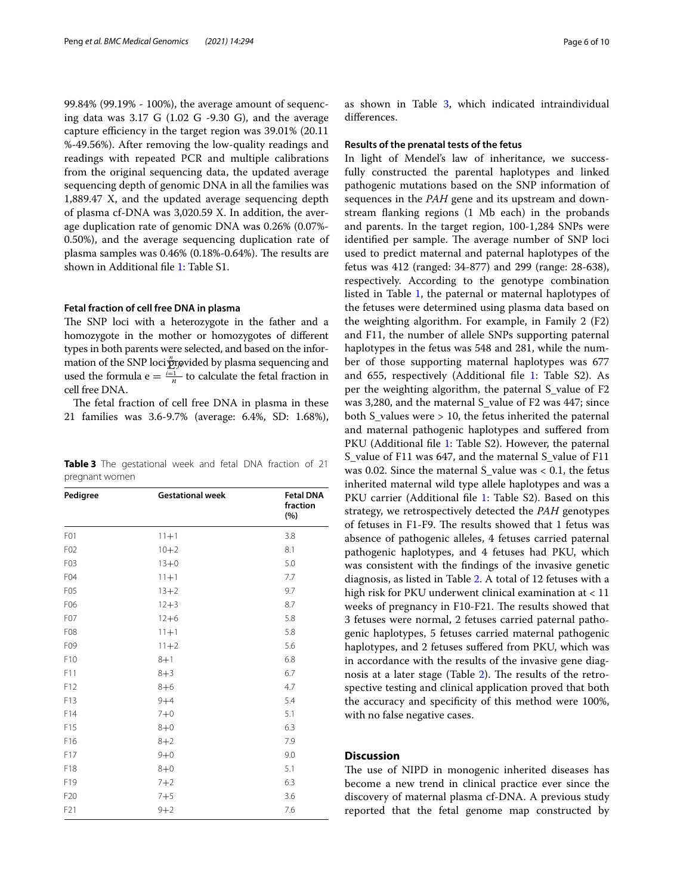99.84% (99.19% - 100%), the average amount of sequencing data was 3.17 G (1.02 G -9.30 G), and the average capture efficiency in the target region was 39.01% (20.11 %-49.56%). After removing the low-quality readings and readings with repeated PCR and multiple calibrations from the original sequencing data, the updated average sequencing depth of genomic DNA in all the families was 1,889.47 X, and the updated average sequencing depth of plasma cf-DNA was 3,020.59 X. In addition, the average duplication rate of genomic DNA was 0.26% (0.07%-0.50%), and the average sequencing duplication rate of plasma samples was 0.46% (0.18%-0.64%). The results are shown in Additional file 1: Table S1.

#### Fetal fraction of cell free DNA in plasma

The SNP loci with a heterozygote in the father and a homozygote in the mother or homozygotes of different types in both parents were selected, and based on the information of the SNP loci provided by plasma sequencing and used the formula $e = \frac{\sum_{i=1}^{n} f}{n}$ to calculate the fetal fraction in cell free DNA.

The fetal fraction of cell free DNA in plasma in these 21 families was 3.6-9.7% (average: 6.4%, SD: 1.68%), as shown in Table 3, which indicated intraindividual differences.

**Table 3** The gestational week and fetal DNA fraction of 21 pregnant women

| Pedigree | Gestational week | Fetal DNA fraction (%) |
|---|---|---|
| F01 | 11+1 | 3.8 |
| F02 | 10+2 | 8.1 |
| F03 | 13+0 | 5.0 |
| F04 | 11+1 | 7.7 |
| F05 | 13+2 | 9.7 |
| F06 | 12+3 | 8.7 |
| F07 | 12+6 | 5.8 |
| F08 | 11+1 | 5.8 |
| F09 | 11+2 | 5.6 |
| F10 | 8+1 | 6.8 |
| F11 | 8+3 | 6.7 |
| F12 | 8+6 | 4.7 |
| F13 | 9+4 | 5.4 |
| F14 | 7+0 | 5.1 |
| F15 | 8+0 | 6.3 |
| F16 | 8+2 | 7.9 |
| F17 | 9+0 | 9.0 |
| F18 | 8+0 | 5.1 |
| F19 | 7+2 | 6.3 |
| F20 | 7+5 | 3.6 |
| F21 | 9+2 | 7.6 |

#### Results of the prenatal tests of the fetus

In light of Mendel's law of inheritance, we successfully constructed the parental haplotypes and linked pathogenic mutations based on the SNP information of sequences in the *PAH* gene and its upstream and downstream flanking regions (1 Mb each) in the probands and parents. In the target region, 100-1,284 SNPs were identified per sample. The average number of SNP loci used to predict maternal and paternal haplotypes of the fetus was 412 (ranged: 34-877) and 299 (range: 28-638), respectively. According to the genotype combination listed in Table 1, the paternal or maternal haplotypes of the fetuses were determined using plasma data based on the weighting algorithm. For example, in Family 2 (F2) and F11, the number of allele SNPs supporting paternal haplotypes in the fetus was 548 and 281, while the number of those supporting maternal haplotypes was 677 and 655, respectively (Additional file 1: Table S2). As per the weighting algorithm, the paternal S_value of F2 was 3,280, and the maternal S_value of F2 was 447; since both S_values were > 10, the fetus inherited the paternal and maternal pathogenic haplotypes and suffered from PKU (Additional file 1: Table S2). However, the paternal S_value of F11 was 647, and the maternal S_value of F11 was 0.02. Since the maternal S_value was < 0.1, the fetus inherited maternal wild type allele haplotypes and was a PKU carrier (Additional file 1: Table S2). Based on this strategy, we retrospectively detected the *PAH* genotypes of fetuses in F1-F9. The results showed that 1 fetus was absence of pathogenic alleles, 4 fetuses carried paternal pathogenic haplotypes, and 4 fetuses had PKU, which was consistent with the findings of the invasive genetic diagnosis, as listed in Table 2. A total of 12 fetuses with a high risk for PKU underwent clinical examination at < 11 weeks of pregnancy in F10-F21. The results showed that 3 fetuses were normal, 2 fetuses carried paternal pathogenic haplotypes, 5 fetuses carried maternal pathogenic haplotypes, and 2 fetuses suffered from PKU, which was in accordance with the results of the invasive gene diagnosis at a later stage (Table 2). The results of the retrospective testing and clinical application proved that both the accuracy and specificity of this method were 100%, with no false negative cases.

## Discussion

The use of NIPD in monogenic inherited diseases has become a new trend in clinical practice ever since the discovery of maternal plasma cf-DNA. A previous study reported that the fetal genome map constructed by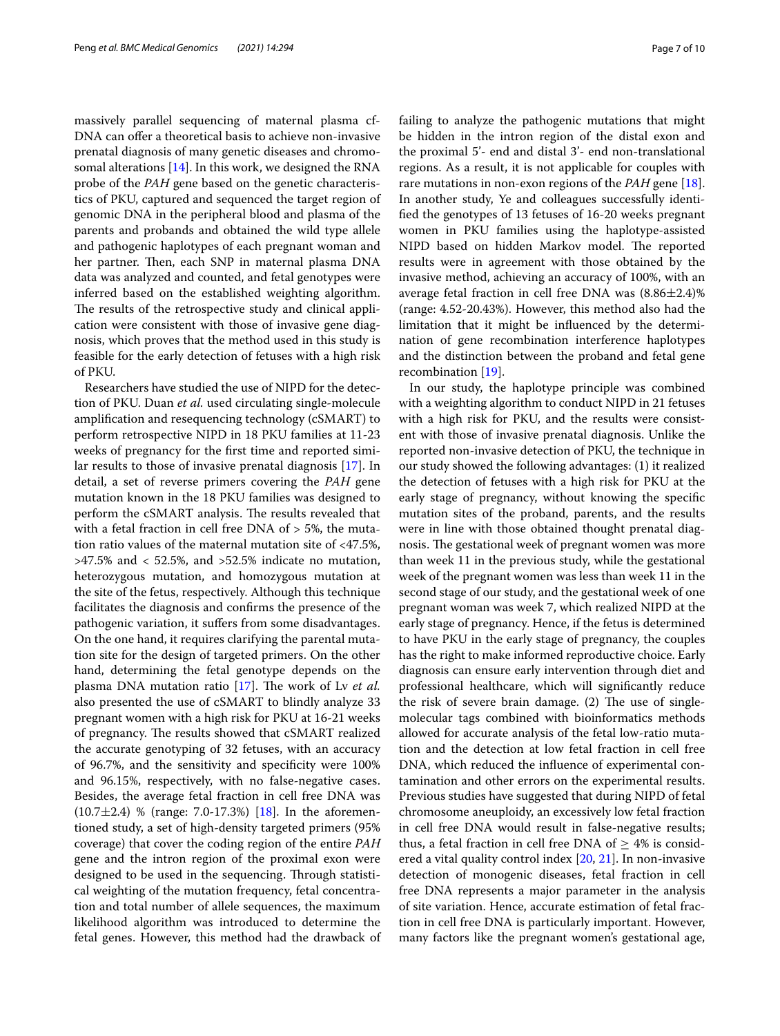massively parallel sequencing of maternal plasma cf-DNA can offer a theoretical basis to achieve non-invasive prenatal diagnosis of many genetic diseases and chromosomal alterations [14]. In this work, we designed the RNA probe of the *PAH* gene based on the genetic characteristics of PKU, captured and sequenced the target region of genomic DNA in the peripheral blood and plasma of the parents and probands and obtained the wild type allele and pathogenic haplotypes of each pregnant woman and her partner. Then, each SNP in maternal plasma DNA data was analyzed and counted, and fetal genotypes were inferred based on the established weighting algorithm. The results of the retrospective study and clinical application were consistent with those of invasive gene diagnosis, which proves that the method used in this study is feasible for the early detection of fetuses with a high risk of PKU.

Researchers have studied the use of NIPD for the detection of PKU. Duan *et al.* used circulating single-molecule amplification and resequencing technology (cSMART) to perform retrospective NIPD in 18 PKU families at 11-23 weeks of pregnancy for the first time and reported similar results to those of invasive prenatal diagnosis [17]. In detail, a set of reverse primers covering the *PAH* gene mutation known in the 18 PKU families was designed to perform the cSMART analysis. The results revealed that with a fetal fraction in cell free DNA of > 5%, the mutation ratio values of the maternal mutation site of <47.5%, >47.5% and < 52.5%, and >52.5% indicate no mutation, heterozygous mutation, and homozygous mutation at the site of the fetus, respectively. Although this technique facilitates the diagnosis and confirms the presence of the pathogenic variation, it suffers from some disadvantages. On the one hand, it requires clarifying the parental mutation site for the design of targeted primers. On the other hand, determining the fetal genotype depends on the plasma DNA mutation ratio [17]. The work of Lv *et al.* also presented the use of cSMART to blindly analyze 33 pregnant women with a high risk for PKU at 16-21 weeks of pregnancy. The results showed that cSMART realized the accurate genotyping of 32 fetuses, with an accuracy of 96.7%, and the sensitivity and specificity were 100% and 96.15%, respectively, with no false-negative cases. Besides, the average fetal fraction in cell free DNA was (10.7±2.4) % (range: 7.0-17.3%) [18]. In the aforementioned study, a set of high-density targeted primers (95% coverage) that cover the coding region of the entire *PAH* gene and the intron region of the proximal exon were designed to be used in the sequencing. Through statistical weighting of the mutation frequency, fetal concentration and total number of allele sequences, the maximum likelihood algorithm was introduced to determine the fetal genes. However, this method had the drawback of failing to analyze the pathogenic mutations that might be hidden in the intron region of the distal exon and the proximal 5'- end and distal 3'- end non-translational regions. As a result, it is not applicable for couples with rare mutations in non-exon regions of the *PAH* gene [18]. In another study, Ye and colleagues successfully identified the genotypes of 13 fetuses of 16-20 weeks pregnant women in PKU families using the haplotype-assisted NIPD based on hidden Markov model. The reported results were in agreement with those obtained by the invasive method, achieving an accuracy of 100%, with an average fetal fraction in cell free DNA was (8.86±2.4)% (range: 4.52-20.43%). However, this method also had the limitation that it might be influenced by the determination of gene recombination interference haplotypes and the distinction between the proband and fetal gene recombination [19].

In our study, the haplotype principle was combined with a weighting algorithm to conduct NIPD in 21 fetuses with a high risk for PKU, and the results were consistent with those of invasive prenatal diagnosis. Unlike the reported non-invasive detection of PKU, the technique in our study showed the following advantages: (1) it realized the detection of fetuses with a high risk for PKU at the early stage of pregnancy, without knowing the specific mutation sites of the proband, parents, and the results were in line with those obtained thought prenatal diagnosis. The gestational week of pregnant women was more than week 11 in the previous study, while the gestational week of the pregnant women was less than week 11 in the second stage of our study, and the gestational week of one pregnant woman was week 7, which realized NIPD at the early stage of pregnancy. Hence, if the fetus is determined to have PKU in the early stage of pregnancy, the couples has the right to make informed reproductive choice. Early diagnosis can ensure early intervention through diet and professional healthcare, which will significantly reduce the risk of severe brain damage. (2) The use of single-molecular tags combined with bioinformatics methods allowed for accurate analysis of the fetal low-ratio mutation and the detection at low fetal fraction in cell free DNA, which reduced the influence of experimental contamination and other errors on the experimental results. Previous studies have suggested that during NIPD of fetal chromosome aneuploidy, an excessively low fetal fraction in cell free DNA would result in false-negative results; thus, a fetal fraction in cell free DNA of ≥ 4% is considered a vital quality control index [20, 21]. In non-invasive detection of monogenic diseases, fetal fraction in cell free DNA represents a major parameter in the analysis of site variation. Hence, accurate estimation of fetal fraction in cell free DNA is particularly important. However, many factors like the pregnant women's gestational age,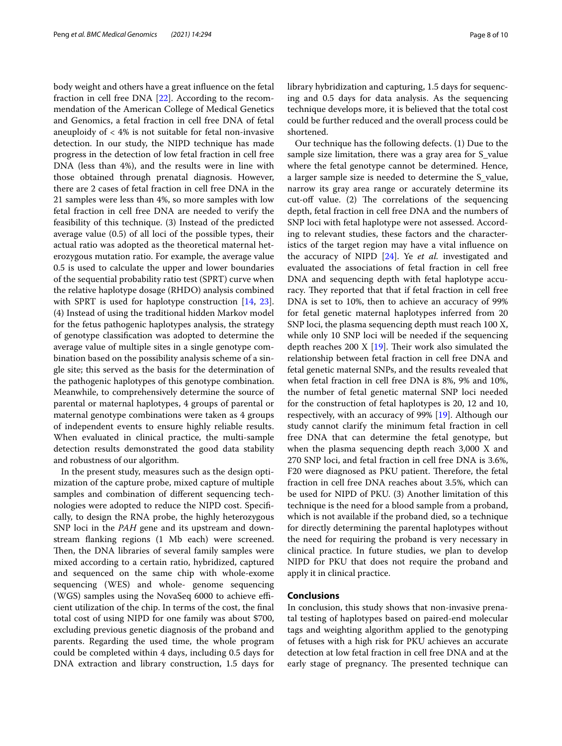body weight and others have a great influence on the fetal fraction in cell free DNA [22]. According to the recommendation of the American College of Medical Genetics and Genomics, a fetal fraction in cell free DNA of fetal aneuploidy of < 4% is not suitable for fetal non-invasive detection. In our study, the NIPD technique has made progress in the detection of low fetal fraction in cell free DNA (less than 4%), and the results were in line with those obtained through prenatal diagnosis. However, there are 2 cases of fetal fraction in cell free DNA in the 21 samples were less than 4%, so more samples with low fetal fraction in cell free DNA are needed to verify the feasibility of this technique. (3) Instead of the predicted average value (0.5) of all loci of the possible types, their actual ratio was adopted as the theoretical maternal heterozygous mutation ratio. For example, the average value 0.5 is used to calculate the upper and lower boundaries of the sequential probability ratio test (SPRT) curve when the relative haplotype dosage (RHDO) analysis combined with SPRT is used for haplotype construction [14, 23]. (4) Instead of using the traditional hidden Markov model for the fetus pathogenic haplotypes analysis, the strategy of genotype classification was adopted to determine the average value of multiple sites in a single genotype combination based on the possibility analysis scheme of a single site; this served as the basis for the determination of the pathogenic haplotypes of this genotype combination. Meanwhile, to comprehensively determine the source of parental or maternal haplotypes, 4 groups of parental or maternal genotype combinations were taken as 4 groups of independent events to ensure highly reliable results. When evaluated in clinical practice, the multi-sample detection results demonstrated the good data stability and robustness of our algorithm.

In the present study, measures such as the design optimization of the capture probe, mixed capture of multiple samples and combination of different sequencing technologies were adopted to reduce the NIPD cost. Specifically, to design the RNA probe, the highly heterozygous SNP loci in the *PAH* gene and its upstream and downstream flanking regions (1 Mb each) were screened. Then, the DNA libraries of several family samples were mixed according to a certain ratio, hybridized, captured and sequenced on the same chip with whole-exome sequencing (WES) and whole- genome sequencing (WGS) samples using the NovaSeq 6000 to achieve efficient utilization of the chip. In terms of the cost, the final total cost of using NIPD for one family was about $700, excluding previous genetic diagnosis of the proband and parents. Regarding the used time, the whole program could be completed within 4 days, including 0.5 days for DNA extraction and library construction, 1.5 days for library hybridization and capturing, 1.5 days for sequencing and 0.5 days for data analysis. As the sequencing technique develops more, it is believed that the total cost could be further reduced and the overall process could be shortened.

Our technique has the following defects. (1) Due to the sample size limitation, there was a gray area for S_value where the fetal genotype cannot be determined. Hence, a larger sample size is needed to determine the S_value, narrow its gray area range or accurately determine its cut-off value. (2) The correlations of the sequencing depth, fetal fraction in cell free DNA and the numbers of SNP loci with fetal haplotype were not assessed. According to relevant studies, these factors and the characteristics of the target region may have a vital influence on the accuracy of NIPD [24]. Ye *et al.* investigated and evaluated the associations of fetal fraction in cell free DNA and sequencing depth with fetal haplotype accuracy. They reported that that if fetal fraction in cell free DNA is set to 10%, then to achieve an accuracy of 99% for fetal genetic maternal haplotypes inferred from 20 SNP loci, the plasma sequencing depth must reach 100 X, while only 10 SNP loci will be needed if the sequencing depth reaches 200 X [19]. Their work also simulated the relationship between fetal fraction in cell free DNA and fetal genetic maternal SNPs, and the results revealed that when fetal fraction in cell free DNA is 8%, 9% and 10%, the number of fetal genetic maternal SNP loci needed for the construction of fetal haplotypes is 20, 12 and 10, respectively, with an accuracy of 99% [19]. Although our study cannot clarify the minimum fetal fraction in cell free DNA that can determine the fetal genotype, but when the plasma sequencing depth reach 3,000 X and 270 SNP loci, and fetal fraction in cell free DNA is 3.6%, F20 were diagnosed as PKU patient. Therefore, the fetal fraction in cell free DNA reaches about 3.5%, which can be used for NIPD of PKU. (3) Another limitation of this technique is the need for a blood sample from a proband, which is not available if the proband died, so a technique for directly determining the parental haplotypes without the need for requiring the proband is very necessary in clinical practice. In future studies, we plan to develop NIPD for PKU that does not require the proband and apply it in clinical practice.

## Conclusions

In conclusion, this study shows that non-invasive prenatal testing of haplotypes based on paired-end molecular tags and weighting algorithm applied to the genotyping of fetuses with a high risk for PKU achieves an accurate detection at low fetal fraction in cell free DNA and at the early stage of pregnancy. The presented technique can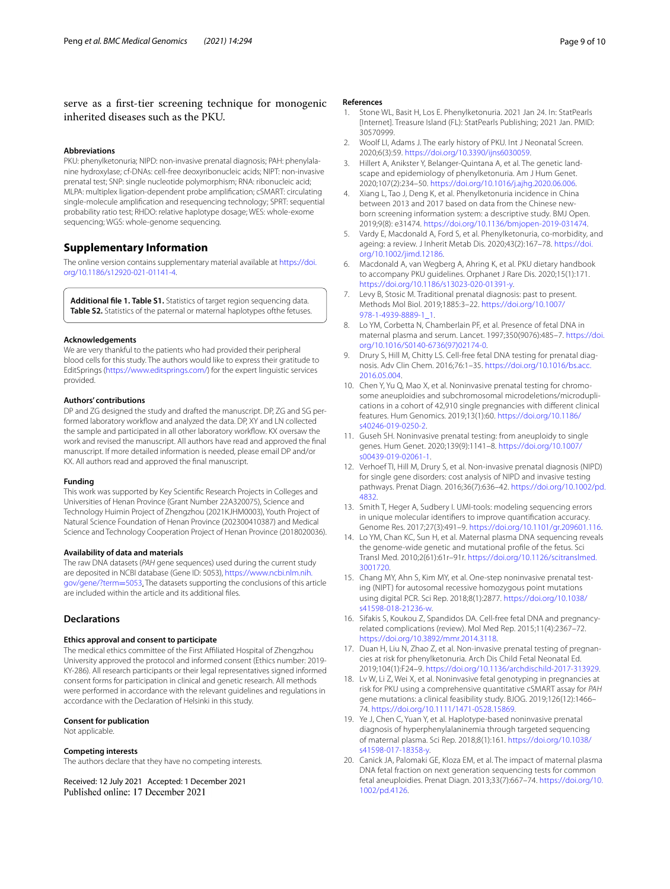serve as a first-tier screening technique for monogenic inherited diseases such as the PKU.

#### Abbreviations

PKU: phenylketonuria; NIPD: non-invasive prenatal diagnosis; PAH: phenylalanine hydroxylase; cf-DNAs: cell-free deoxyribonucleic acids; NIPT: non-invasive prenatal test; SNP: single nucleotide polymorphism; RNA: ribonucleic acid; MLPA: multiplex ligation-dependent probe amplification; cSMART: circulating single-molecule amplification and resequencing technology; SPRT: sequential probability ratio test; RHDO: relative haplotype dosage; WES: whole-exome sequencing; WGS: whole-genome sequencing.

## Supplementary Information

The online version contains supplementary material available at https://doi.org/10.1186/s12920-021-01141-4.

**Additional file 1. Table S1.** Statistics of target region sequencing data. **Table S2.** Statistics of the paternal or maternal haplotypes ofthe fetuses.

#### Acknowledgements

We are very thankful to the patients who had provided their peripheral blood cells for this study. The authors would like to express their gratitude to EditSprings (https://www.editsprings.com/) for the expert linguistic services provided.

#### Authors' contributions

DP and ZG designed the study and drafted the manuscript. DP, ZG and SG performed laboratory workflow and analyzed the data. DP, XY and LN collected the sample and participated in all other laboratory workflow. KX oversaw the work and revised the manuscript. All authors have read and approved the final manuscript. If more detailed information is needed, please email DP and/or KX. All authors read and approved the final manuscript.

#### Funding

This work was supported by Key Scientific Research Projects in Colleges and Universities of Henan Province (Grant Number 22A320075), Science and Technology Huimin Project of Zhengzhou (2021KJHM0003), Youth Project of Natural Science Foundation of Henan Province (202300410387) and Medical Science and Technology Cooperation Project of Henan Province (2018020036).

#### Availability of data and materials

The raw DNA datasets (*PAH* gene sequences) used during the current study are deposited in NCBI database (Gene ID: 5053), https://www.ncbi.nlm.nih.gov/gene/?term=5053. The datasets supporting the conclusions of this article are included within the article and its additional files.

## Declarations

#### Ethics approval and consent to participate

The medical ethics committee of the First Affiliated Hospital of Zhengzhou University approved the protocol and informed consent (Ethics number: 2019-KY-286). All research participants or their legal representatives signed informed consent forms for participation in clinical and genetic research. All methods were performed in accordance with the relevant guidelines and regulations in accordance with the Declaration of Helsinki in this study.

#### Consent for publication

Not applicable.

#### Competing interests

The authors declare that they have no competing interests.

Received: 12 July 2021 Accepted: 1 December 2021
Published online: 17 December 2021

#### References

1. Stone WL, Basit H, Los E. Phenylketonuria. 2021 Jan 24. In: StatPearls [Internet]. Treasure Island (FL): StatPearls Publishing; 2021 Jan. PMID: 30570999.
2. Woolf LI, Adams J. The early history of PKU. Int J Neonatal Screen. 2020;6(3):59. https://doi.org/10.3390/ijns6030059.
3. Hillert A, Anikster Y, Belanger-Quintana A, et al. The genetic landscape and epidemiology of phenylketonuria. Am J Hum Genet. 2020;107(2):234–50. https://doi.org/10.1016/j.ajhg.2020.06.006.
4. Xiang L, Tao J, Deng K, et al. Phenylketonuria incidence in China between 2013 and 2017 based on data from the Chinese newborn screening information system: a descriptive study. BMJ Open. 2019;9(8): e31474. https://doi.org/10.1136/bmjopen-2019-031474.
5. Vardy E, Macdonald A, Ford S, et al. Phenylketonuria, co-morbidity, and ageing: a review. J Inherit Metab Dis. 2020;43(2):167–78. https://doi.org/10.1002/jimd.12186.
6. Macdonald A, van Wegberg A, Ahring K, et al. PKU dietary handbook to accompany PKU guidelines. Orphanet J Rare Dis. 2020;15(1):171. https://doi.org/10.1186/s13023-020-01391-y.
7. Levy B, Stosic M. Traditional prenatal diagnosis: past to present. Methods Mol Biol. 2019;1885:3–22. https://doi.org/10.1007/978-1-4939-8889-1_1.
8. Lo YM, Corbetta N, Chamberlain PF, et al. Presence of fetal DNA in maternal plasma and serum. Lancet. 1997;350(9076):485–7. https://doi.org/10.1016/S0140-6736(97)02174-0.
9. Drury S, Hill M, Chitty LS. Cell-free fetal DNA testing for prenatal diagnosis. Adv Clin Chem. 2016;76:1–35. https://doi.org/10.1016/bs.acc.2016.05.004.
10. Chen Y, Yu Q, Mao X, et al. Noninvasive prenatal testing for chromosome aneuploidies and subchromosomal microdeletions/microduplications in a cohort of 42,910 single pregnancies with different clinical features. Hum Genomics. 2019;13(1):60. https://doi.org/10.1186/s40246-019-0250-2.
11. Guseh SH. Noninvasive prenatal testing: from aneuploidy to single genes. Hum Genet. 2020;139(9):1141–8. https://doi.org/10.1007/s00439-019-02061-1.
12. Verhoef TI, Hill M, Drury S, et al. Non-invasive prenatal diagnosis (NIPD) for single gene disorders: cost analysis of NIPD and invasive testing pathways. Prenat Diagn. 2016;36(7):636–42. https://doi.org/10.1002/pd.4832.
13. Smith T, Heger A, Sudbery I. UMI-tools: modeling sequencing errors in unique molecular identifiers to improve quantification accuracy. Genome Res. 2017;27(3):491–9. https://doi.org/10.1101/gr.209601.116.
14. Lo YM, Chan KC, Sun H, et al. Maternal plasma DNA sequencing reveals the genome-wide genetic and mutational profile of the fetus. Sci Transl Med. 2010;2(61):61r–91r. https://doi.org/10.1126/scitranslmed.3001720.
15. Chang MY, Ahn S, Kim MY, et al. One-step noninvasive prenatal testing (NIPT) for autosomal recessive homozygous point mutations using digital PCR. Sci Rep. 2018;8(1):2877. https://doi.org/10.1038/s41598-018-21236-w.
16. Sifakis S, Koukou Z, Spandidos DA. Cell-free fetal DNA and pregnancy-related complications (review). Mol Med Rep. 2015;11(4):2367–72. https://doi.org/10.3892/mmr.2014.3118.
17. Duan H, Liu N, Zhao Z, et al. Non-invasive prenatal testing of pregnancies at risk for phenylketonuria. Arch Dis Child Fetal Neonatal Ed. 2019;104(1):F24–9. https://doi.org/10.1136/archdischild-2017-313929.
18. Lv W, Li Z, Wei X, et al. Noninvasive fetal genotyping in pregnancies at risk for PKU using a comprehensive quantitative cSMART assay for *PAH* gene mutations: a clinical feasibility study. BJOG. 2019;126(12):1466–74. https://doi.org/10.1111/1471-0528.15869.
19. Ye J, Chen C, Yuan Y, et al. Haplotype-based noninvasive prenatal diagnosis of hyperphenylalaninemia through targeted sequencing of maternal plasma. Sci Rep. 2018;8(1):161. https://doi.org/10.1038/s41598-017-18358-y.
20. Canick JA, Palomaki GE, Kloza EM, et al. The impact of maternal plasma DNA fetal fraction on next generation sequencing tests for common fetal aneuploidies. Prenat Diagn. 2013;33(7):667–74. https://doi.org/10.1002/pd.4126.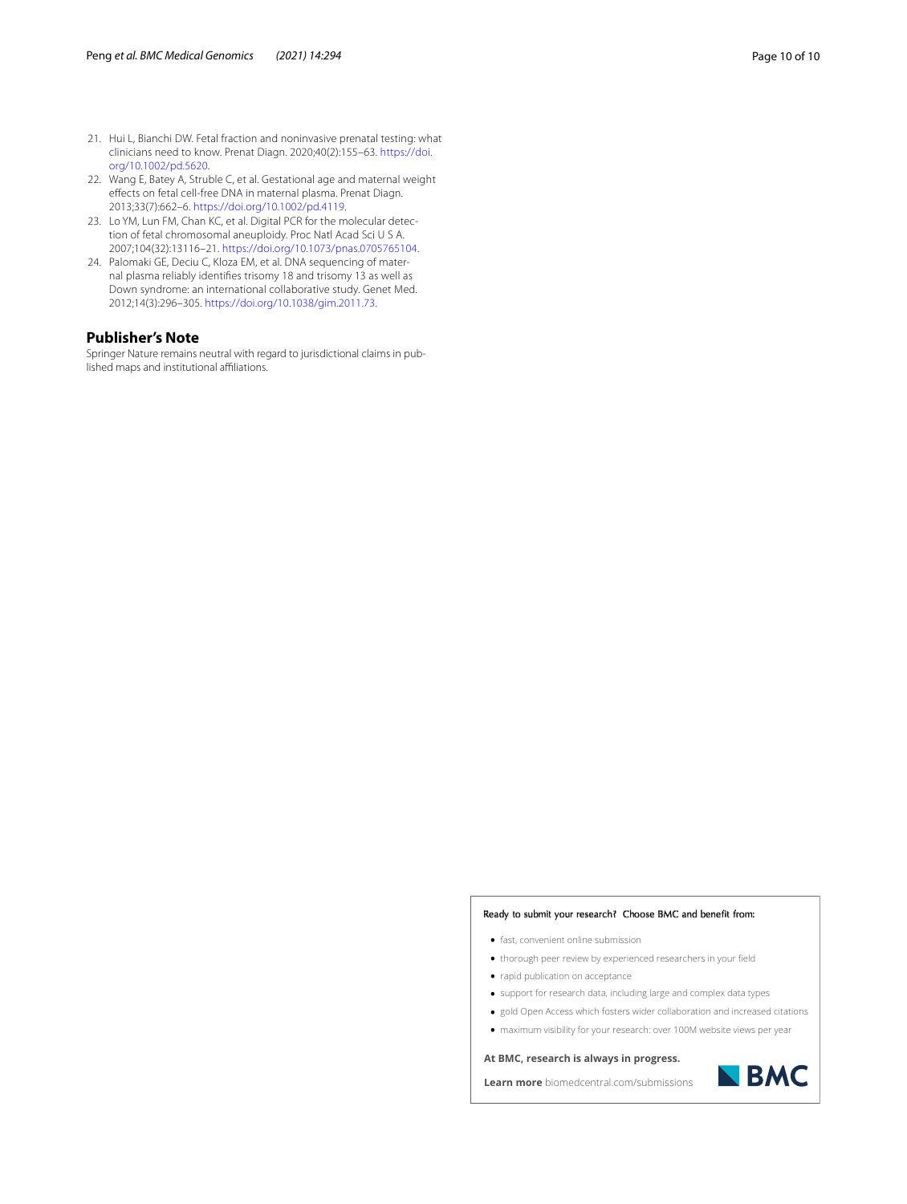21. Hui L, Bianchi DW. Fetal fraction and noninvasive prenatal testing: what clinicians need to know. Prenat Diagn. 2020;40(2):155–63. https://doi.org/10.1002/pd.5620.
22. Wang E, Batey A, Struble C, et al. Gestational age and maternal weight effects on fetal cell-free DNA in maternal plasma. Prenat Diagn. 2013;33(7):662–6. https://doi.org/10.1002/pd.4119.
23. Lo YM, Lun FM, Chan KC, et al. Digital PCR for the molecular detection of fetal chromosomal aneuploidy. Proc Natl Acad Sci U S A. 2007;104(32):13116–21. https://doi.org/10.1073/pnas.0705765104.
24. Palomaki GE, Deciu C, Kloza EM, et al. DNA sequencing of maternal plasma reliably identifies trisomy 18 and trisomy 13 as well as Down syndrome: an international collaborative study. Genet Med. 2012;14(3):296–305. https://doi.org/10.1038/gim.2011.73.

## Publisher's Note

Springer Nature remains neutral with regard to jurisdictional claims in published maps and institutional affiliations.

Ready to submit your research? Choose BMC and benefit from:

- fast, convenient online submission
- thorough peer review by experienced researchers in your field
- rapid publication on acceptance
- support for research data, including large and complex data types
- gold Open Access which fosters wider collaboration and increased citations
- maximum visibility for your research: over 100M website views per year

**At BMC, research is always in progress.**

**Learn more** biomedcentral.com/submissions

BMC